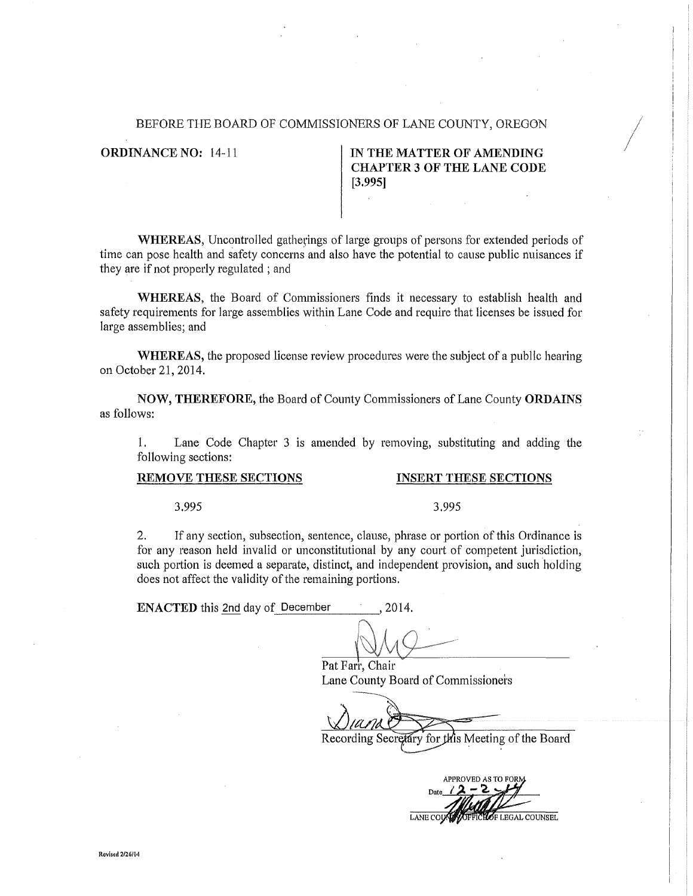BEFORE THE BOARD OF COMMISSIONERS OF LANE COUNTY, OREGON

**ORDINANCE NO:** 14-11

**IN THE MATTER OF AMENDING CHAPTER 3 OF THE LANE CODE [3.995]**

**WHEREAS,** Uncontrolled gatherings of large groups of persons for extended periods of time can pose health and safety concerns and also have the potential to cause public nuisances if they are if not properly regulated ; and

**WHEREAS,** the Board of Commissioners finds it necessary to establish health and safety requirements for large assemblies within Lane Code and require that licenses be issued for large assemblies; and

**WHEREAS,** the proposed license review procedures were the subject of a public hearing on October 21, 2014.

**NOW, THEREFORE,** the Board of County Commissioners of Lane County **ORDAINS** as follows:

1. Lane Code Chapter 3 is amended by removing, substituting and adding the following sections:

| **REMOVE THESE SECTIONS** | **INSERT THESE SECTIONS** |
| --- | --- |
| 3.995 | 3.995 |

2. If any section, subsection, sentence, clause, phrase or portion of this Ordinance is for any reason held invalid or unconstitutional by any court of competent jurisdiction, such portion is deemed a separate, distinct, and independent provision, and such holding does not affect the validity of the remaining portions.

**ENACTED** this 2nd day of December, 2014.

Pat Farr, Chair
Lane County Board of Commissioners

Recording Secretary for this Meeting of the Board

APPROVED AS TO FORM
Date 12-2-14
LANE COUNTY OFFICE OF LEGAL COUNSEL

Revised 2/26/14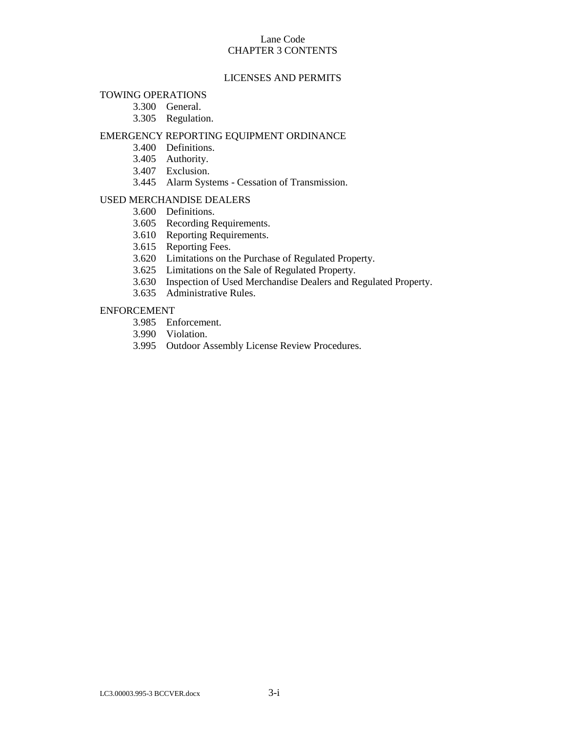# Lane Code
## CHAPTER 3 CONTENTS

### LICENSES AND PERMITS

TOWING OPERATIONS

- 3.300 General.
- 3.305 Regulation.

EMERGENCY REPORTING EQUIPMENT ORDINANCE

- 3.400 Definitions.
- 3.405 Authority.
- 3.407 Exclusion.
- 3.445 Alarm Systems - Cessation of Transmission.

USED MERCHANDISE DEALERS

- 3.600 Definitions.
- 3.605 Recording Requirements.
- 3.610 Reporting Requirements.
- 3.615 Reporting Fees.
- 3.620 Limitations on the Purchase of Regulated Property.
- 3.625 Limitations on the Sale of Regulated Property.
- 3.630 Inspection of Used Merchandise Dealers and Regulated Property.
- 3.635 Administrative Rules.

ENFORCEMENT

- 3.985 Enforcement.
- 3.990 Violation.
- 3.995 Outdoor Assembly License Review Procedures.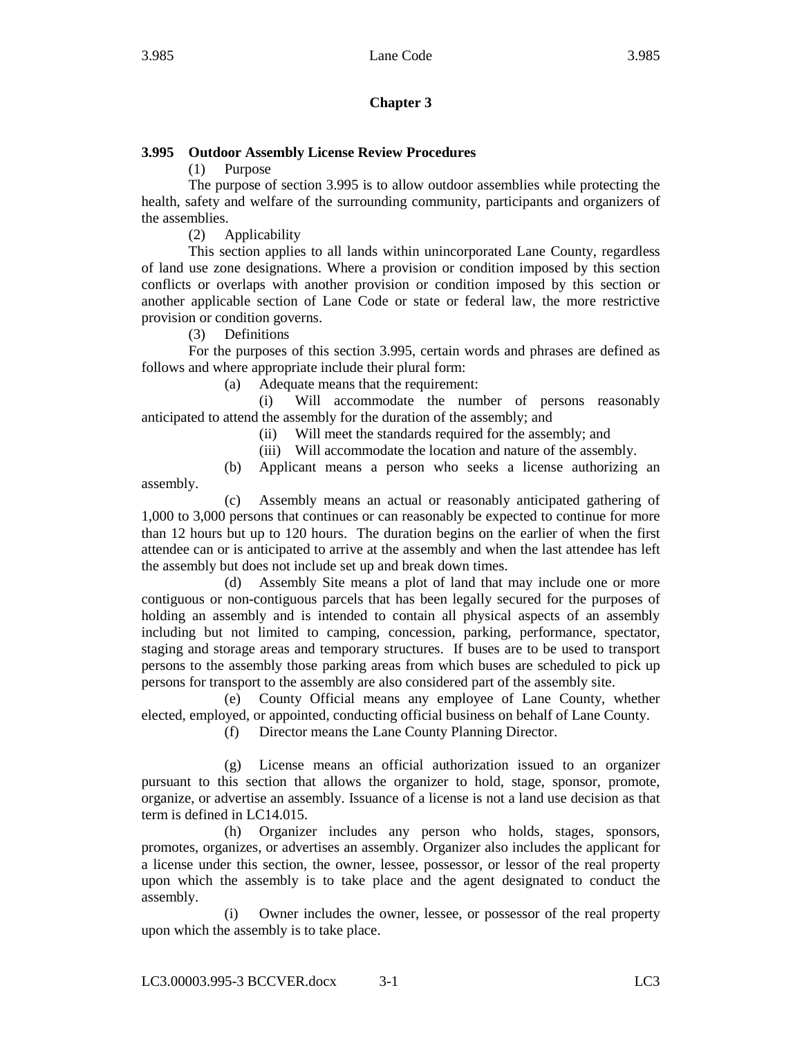## Chapter 3

**3.995 Outdoor Assembly License Review Procedures**

(1) Purpose

The purpose of section 3.995 is to allow outdoor assemblies while protecting the health, safety and welfare of the surrounding community, participants and organizers of the assemblies.

(2) Applicability

This section applies to all lands within unincorporated Lane County, regardless of land use zone designations. Where a provision or condition imposed by this section conflicts or overlaps with another provision or condition imposed by this section or another applicable section of Lane Code or state or federal law, the more restrictive provision or condition governs.

(3) Definitions

For the purposes of this section 3.995, certain words and phrases are defined as follows and where appropriate include their plural form:

(a) Adequate means that the requirement:

(i) Will accommodate the number of persons reasonably anticipated to attend the assembly for the duration of the assembly; and

(ii) Will meet the standards required for the assembly; and

(iii) Will accommodate the location and nature of the assembly.

(b) Applicant means a person who seeks a license authorizing an assembly.

(c) Assembly means an actual or reasonably anticipated gathering of 1,000 to 3,000 persons that continues or can reasonably be expected to continue for more than 12 hours but up to 120 hours. The duration begins on the earlier of when the first attendee can or is anticipated to arrive at the assembly and when the last attendee has left the assembly but does not include set up and break down times.

(d) Assembly Site means a plot of land that may include one or more contiguous or non-contiguous parcels that has been legally secured for the purposes of holding an assembly and is intended to contain all physical aspects of an assembly including but not limited to camping, concession, parking, performance, spectator, staging and storage areas and temporary structures. If buses are to be used to transport persons to the assembly those parking areas from which buses are scheduled to pick up persons for transport to the assembly are also considered part of the assembly site.

(e) County Official means any employee of Lane County, whether elected, employed, or appointed, conducting official business on behalf of Lane County.

(f) Director means the Lane County Planning Director.

(g) License means an official authorization issued to an organizer pursuant to this section that allows the organizer to hold, stage, sponsor, promote, organize, or advertise an assembly. Issuance of a license is not a land use decision as that term is defined in LC14.015.

(h) Organizer includes any person who holds, stages, sponsors, promotes, organizes, or advertises an assembly. Organizer also includes the applicant for a license under this section, the owner, lessee, possessor, or lessor of the real property upon which the assembly is to take place and the agent designated to conduct the assembly.

(i) Owner includes the owner, lessee, or possessor of the real property upon which the assembly is to take place.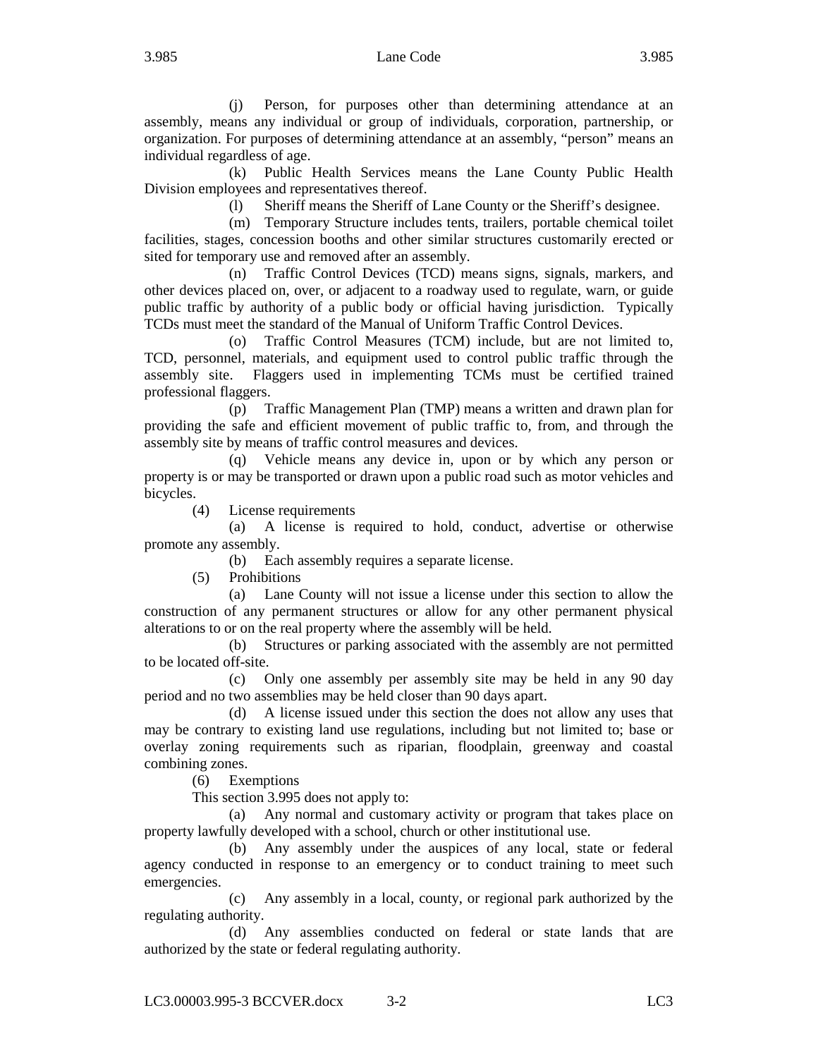(j) Person, for purposes other than determining attendance at an assembly, means any individual or group of individuals, corporation, partnership, or organization. For purposes of determining attendance at an assembly, "person" means an individual regardless of age.

(k) Public Health Services means the Lane County Public Health Division employees and representatives thereof.

(l) Sheriff means the Sheriff of Lane County or the Sheriff's designee.

(m) Temporary Structure includes tents, trailers, portable chemical toilet facilities, stages, concession booths and other similar structures customarily erected or sited for temporary use and removed after an assembly.

(n) Traffic Control Devices (TCD) means signs, signals, markers, and other devices placed on, over, or adjacent to a roadway used to regulate, warn, or guide public traffic by authority of a public body or official having jurisdiction. Typically TCDs must meet the standard of the Manual of Uniform Traffic Control Devices.

(o) Traffic Control Measures (TCM) include, but are not limited to, TCD, personnel, materials, and equipment used to control public traffic through the assembly site. Flaggers used in implementing TCMs must be certified trained professional flaggers.

(p) Traffic Management Plan (TMP) means a written and drawn plan for providing the safe and efficient movement of public traffic to, from, and through the assembly site by means of traffic control measures and devices.

(q) Vehicle means any device in, upon or by which any person or property is or may be transported or drawn upon a public road such as motor vehicles and bicycles.

(4) License requirements

(a) A license is required to hold, conduct, advertise or otherwise promote any assembly.

(b) Each assembly requires a separate license.

(5) Prohibitions

(a) Lane County will not issue a license under this section to allow the construction of any permanent structures or allow for any other permanent physical alterations to or on the real property where the assembly will be held.

(b) Structures or parking associated with the assembly are not permitted to be located off-site.

(c) Only one assembly per assembly site may be held in any 90 day period and no two assemblies may be held closer than 90 days apart.

(d) A license issued under this section the does not allow any uses that may be contrary to existing land use regulations, including but not limited to; base or overlay zoning requirements such as riparian, floodplain, greenway and coastal combining zones.

(6) Exemptions

This section 3.995 does not apply to:

(a) Any normal and customary activity or program that takes place on property lawfully developed with a school, church or other institutional use.

(b) Any assembly under the auspices of any local, state or federal agency conducted in response to an emergency or to conduct training to meet such emergencies.

(c) Any assembly in a local, county, or regional park authorized by the regulating authority.

(d) Any assemblies conducted on federal or state lands that are authorized by the state or federal regulating authority.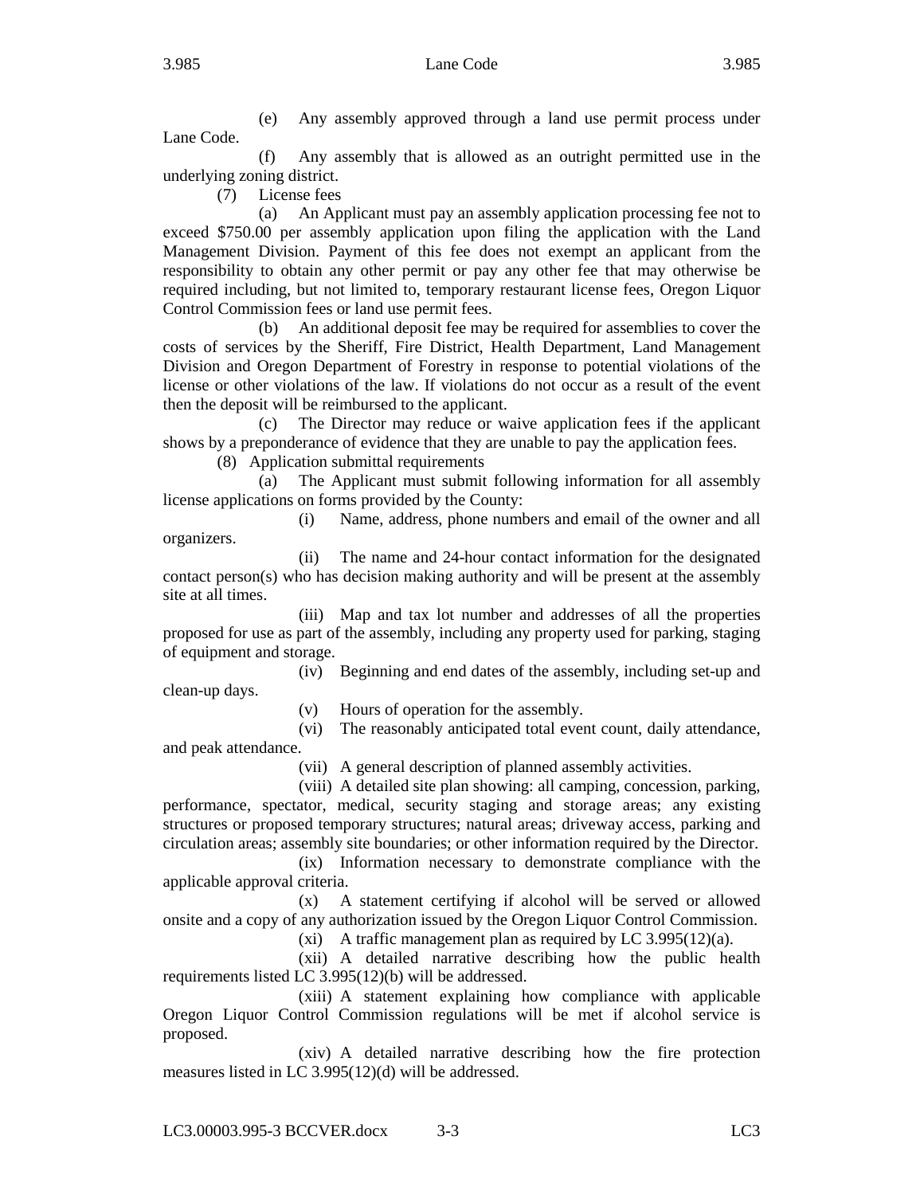(e) Any assembly approved through a land use permit process under Lane Code.

(f) Any assembly that is allowed as an outright permitted use in the underlying zoning district.

(7) License fees

(a) An Applicant must pay an assembly application processing fee not to exceed $750.00 per assembly application upon filing the application with the Land Management Division. Payment of this fee does not exempt an applicant from the responsibility to obtain any other permit or pay any other fee that may otherwise be required including, but not limited to, temporary restaurant license fees, Oregon Liquor Control Commission fees or land use permit fees.

(b) An additional deposit fee may be required for assemblies to cover the costs of services by the Sheriff, Fire District, Health Department, Land Management Division and Oregon Department of Forestry in response to potential violations of the license or other violations of the law. If violations do not occur as a result of the event then the deposit will be reimbursed to the applicant.

(c) The Director may reduce or waive application fees if the applicant shows by a preponderance of evidence that they are unable to pay the application fees.

(8) Application submittal requirements

(a) The Applicant must submit following information for all assembly license applications on forms provided by the County:

(i) Name, address, phone numbers and email of the owner and all organizers.

(ii) The name and 24-hour contact information for the designated contact person(s) who has decision making authority and will be present at the assembly site at all times.

(iii) Map and tax lot number and addresses of all the properties proposed for use as part of the assembly, including any property used for parking, staging of equipment and storage.

(iv) Beginning and end dates of the assembly, including set-up and clean-up days.

(v) Hours of operation for the assembly.

(vi) The reasonably anticipated total event count, daily attendance, and peak attendance.

(vii) A general description of planned assembly activities.

(viii) A detailed site plan showing: all camping, concession, parking, performance, spectator, medical, security staging and storage areas; any existing structures or proposed temporary structures; natural areas; driveway access, parking and circulation areas; assembly site boundaries; or other information required by the Director.

(ix) Information necessary to demonstrate compliance with the applicable approval criteria.

(x) A statement certifying if alcohol will be served or allowed onsite and a copy of any authorization issued by the Oregon Liquor Control Commission.

(xi) A traffic management plan as required by LC 3.995(12)(a).

(xii) A detailed narrative describing how the public health requirements listed LC 3.995(12)(b) will be addressed.

(xiii) A statement explaining how compliance with applicable Oregon Liquor Control Commission regulations will be met if alcohol service is proposed.

(xiv) A detailed narrative describing how the fire protection measures listed in LC 3.995(12)(d) will be addressed.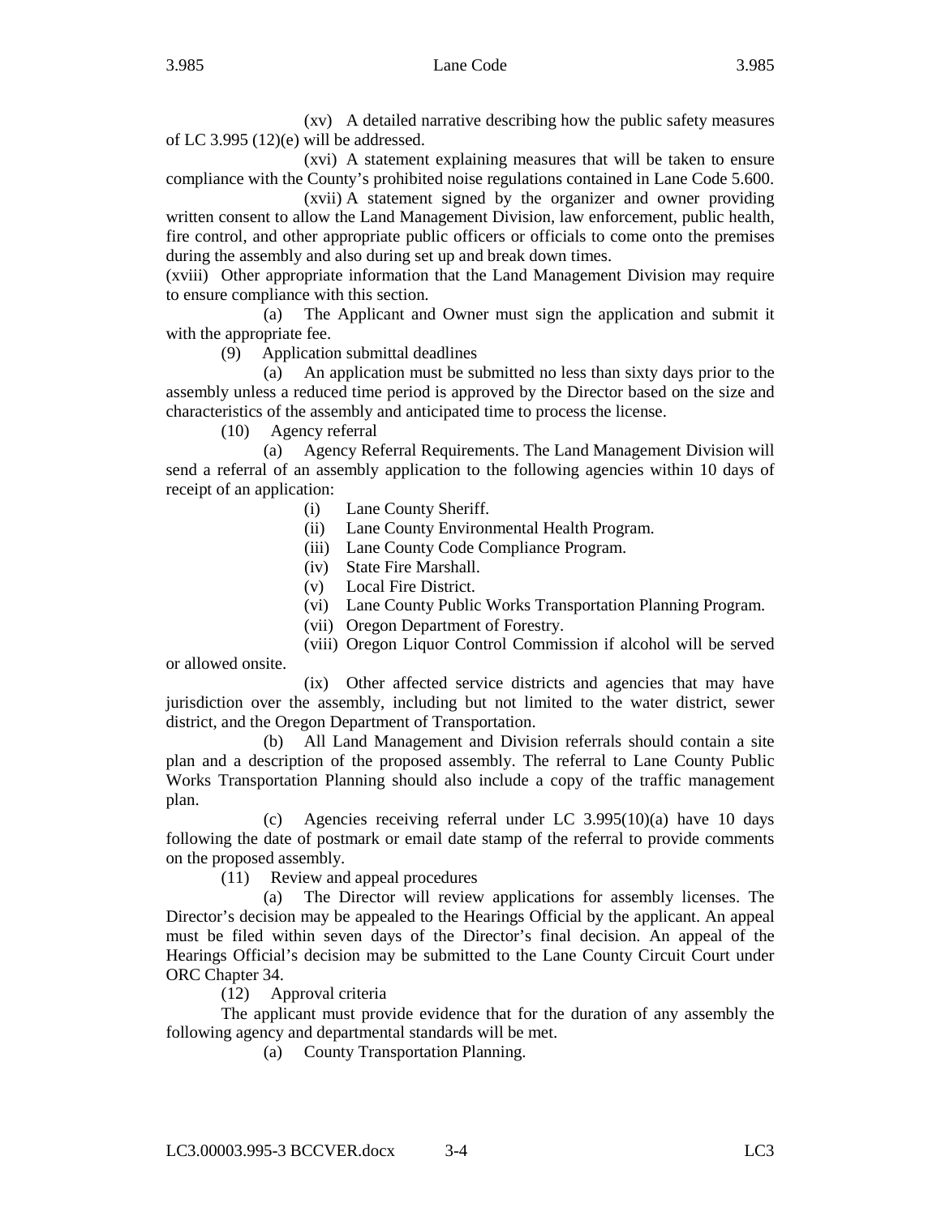(xv) A detailed narrative describing how the public safety measures of LC 3.995 (12)(e) will be addressed.

(xvi) A statement explaining measures that will be taken to ensure compliance with the County's prohibited noise regulations contained in Lane Code 5.600.

(xvii) A statement signed by the organizer and owner providing written consent to allow the Land Management Division, law enforcement, public health, fire control, and other appropriate public officers or officials to come onto the premises during the assembly and also during set up and break down times.

(xviii) Other appropriate information that the Land Management Division may require to ensure compliance with this section.

(a) The Applicant and Owner must sign the application and submit it with the appropriate fee.

(9) Application submittal deadlines

(a) An application must be submitted no less than sixty days prior to the assembly unless a reduced time period is approved by the Director based on the size and characteristics of the assembly and anticipated time to process the license.

(10) Agency referral

(a) Agency Referral Requirements. The Land Management Division will send a referral of an assembly application to the following agencies within 10 days of receipt of an application:

(i) Lane County Sheriff.

(ii) Lane County Environmental Health Program.

(iii) Lane County Code Compliance Program.

(iv) State Fire Marshall.

(v) Local Fire District.

(vi) Lane County Public Works Transportation Planning Program.

(vii) Oregon Department of Forestry.

(viii) Oregon Liquor Control Commission if alcohol will be served or allowed onsite.

(ix) Other affected service districts and agencies that may have jurisdiction over the assembly, including but not limited to the water district, sewer district, and the Oregon Department of Transportation.

(b) All Land Management and Division referrals should contain a site plan and a description of the proposed assembly. The referral to Lane County Public Works Transportation Planning should also include a copy of the traffic management plan.

(c) Agencies receiving referral under LC 3.995(10)(a) have 10 days following the date of postmark or email date stamp of the referral to provide comments on the proposed assembly.

(11) Review and appeal procedures

(a) The Director will review applications for assembly licenses. The Director's decision may be appealed to the Hearings Official by the applicant. An appeal must be filed within seven days of the Director's final decision. An appeal of the Hearings Official's decision may be submitted to the Lane County Circuit Court under ORC Chapter 34.

(12) Approval criteria

The applicant must provide evidence that for the duration of any assembly the following agency and departmental standards will be met.

(a) County Transportation Planning.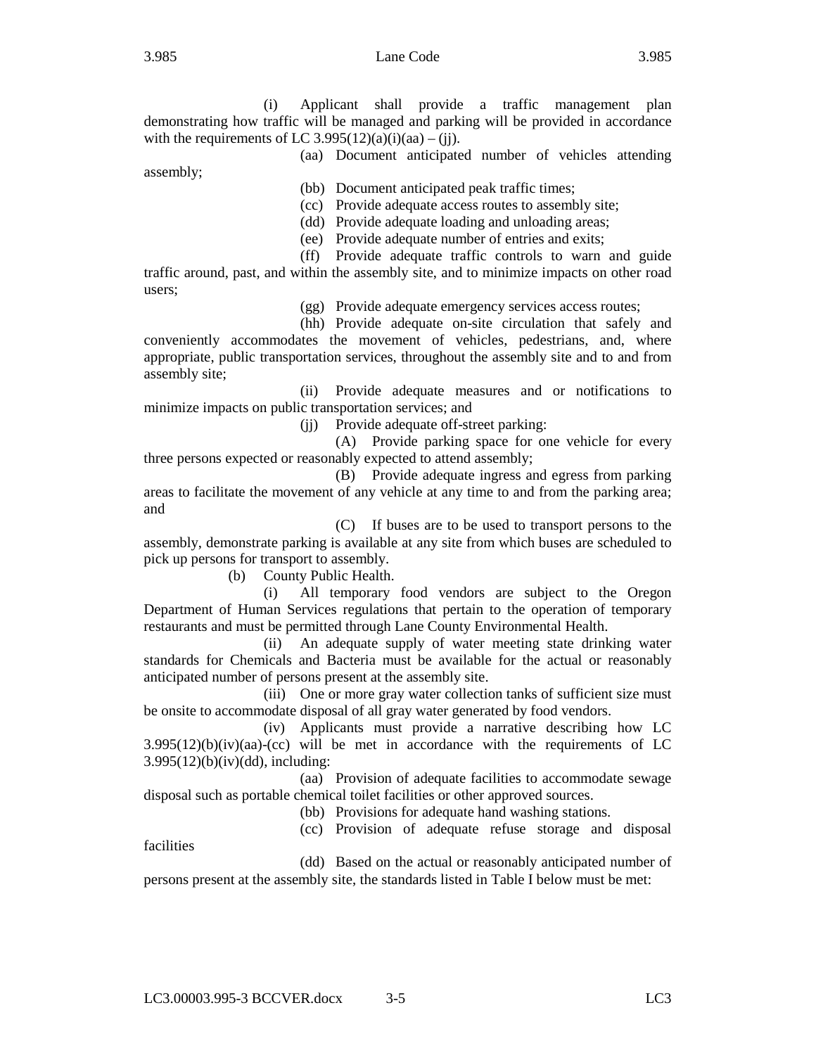(i) Applicant shall provide a traffic management plan demonstrating how traffic will be managed and parking will be provided in accordance with the requirements of LC 3.995(12)(a)(i)(aa) – (jj).

(aa) Document anticipated number of vehicles attending assembly;

(bb) Document anticipated peak traffic times;

(cc) Provide adequate access routes to assembly site;

(dd) Provide adequate loading and unloading areas;

(ee) Provide adequate number of entries and exits;

(ff) Provide adequate traffic controls to warn and guide traffic around, past, and within the assembly site, and to minimize impacts on other road users;

(gg) Provide adequate emergency services access routes;

(hh) Provide adequate on-site circulation that safely and conveniently accommodates the movement of vehicles, pedestrians, and, where appropriate, public transportation services, throughout the assembly site and to and from assembly site;

(ii) Provide adequate measures and or notifications to minimize impacts on public transportation services; and

(jj) Provide adequate off-street parking:

(A) Provide parking space for one vehicle for every three persons expected or reasonably expected to attend assembly;

(B) Provide adequate ingress and egress from parking areas to facilitate the movement of any vehicle at any time to and from the parking area; and

(C) If buses are to be used to transport persons to the assembly, demonstrate parking is available at any site from which buses are scheduled to pick up persons for transport to assembly.

(b) County Public Health.

(i) All temporary food vendors are subject to the Oregon Department of Human Services regulations that pertain to the operation of temporary restaurants and must be permitted through Lane County Environmental Health.

(ii) An adequate supply of water meeting state drinking water standards for Chemicals and Bacteria must be available for the actual or reasonably anticipated number of persons present at the assembly site.

(iii) One or more gray water collection tanks of sufficient size must be onsite to accommodate disposal of all gray water generated by food vendors.

(iv) Applicants must provide a narrative describing how LC 3.995(12)(b)(iv)(aa)-(cc) will be met in accordance with the requirements of LC 3.995(12)(b)(iv)(dd), including:

(aa) Provision of adequate facilities to accommodate sewage disposal such as portable chemical toilet facilities or other approved sources.

(bb) Provisions for adequate hand washing stations.

(cc) Provision of adequate refuse storage and disposal facilities

(dd) Based on the actual or reasonably anticipated number of persons present at the assembly site, the standards listed in Table I below must be met: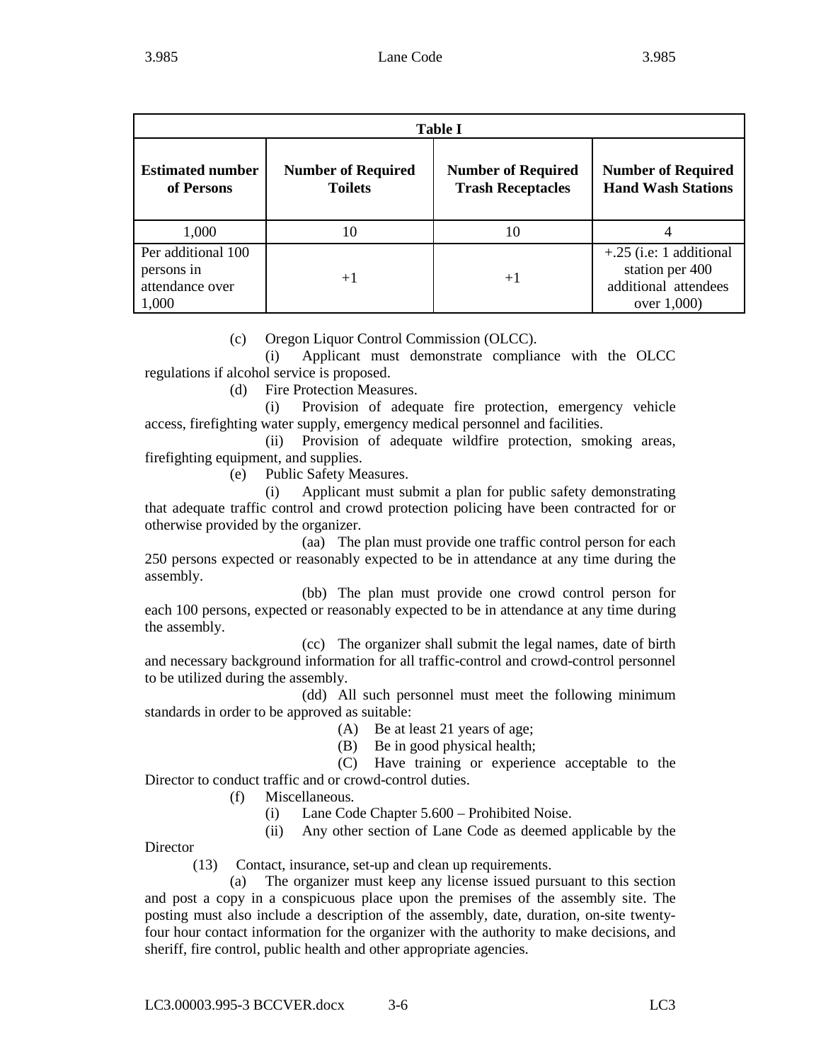| Table I | | | |
|---|---|---|---|
| **Estimated number of Persons** | **Number of Required Toilets** | **Number of Required Trash Receptacles** | **Number of Required Hand Wash Stations** |
| 1,000 | 10 | 10 | 4 |
| Per additional 100 persons in attendance over 1,000 | +1 | +1 | +.25 (i.e: 1 additional station per 400 additional attendees over 1,000) |

(c) Oregon Liquor Control Commission (OLCC).

(i) Applicant must demonstrate compliance with the OLCC regulations if alcohol service is proposed.

(d) Fire Protection Measures.

(i) Provision of adequate fire protection, emergency vehicle access, firefighting water supply, emergency medical personnel and facilities.

(ii) Provision of adequate wildfire protection, smoking areas, firefighting equipment, and supplies.

(e) Public Safety Measures.

(i) Applicant must submit a plan for public safety demonstrating that adequate traffic control and crowd protection policing have been contracted for or otherwise provided by the organizer.

(aa) The plan must provide one traffic control person for each 250 persons expected or reasonably expected to be in attendance at any time during the assembly.

(bb) The plan must provide one crowd control person for each 100 persons, expected or reasonably expected to be in attendance at any time during the assembly.

(cc) The organizer shall submit the legal names, date of birth and necessary background information for all traffic-control and crowd-control personnel to be utilized during the assembly.

(dd) All such personnel must meet the following minimum standards in order to be approved as suitable:

(A) Be at least 21 years of age;

(B) Be in good physical health;

(C) Have training or experience acceptable to the Director to conduct traffic and or crowd-control duties.

(f) Miscellaneous.

(i) Lane Code Chapter 5.600 – Prohibited Noise.

(ii) Any other section of Lane Code as deemed applicable by the Director

(13) Contact, insurance, set-up and clean up requirements.

(a) The organizer must keep any license issued pursuant to this section and post a copy in a conspicuous place upon the premises of the assembly site. The posting must also include a description of the assembly, date, duration, on-site twenty-four hour contact information for the organizer with the authority to make decisions, and sheriff, fire control, public health and other appropriate agencies.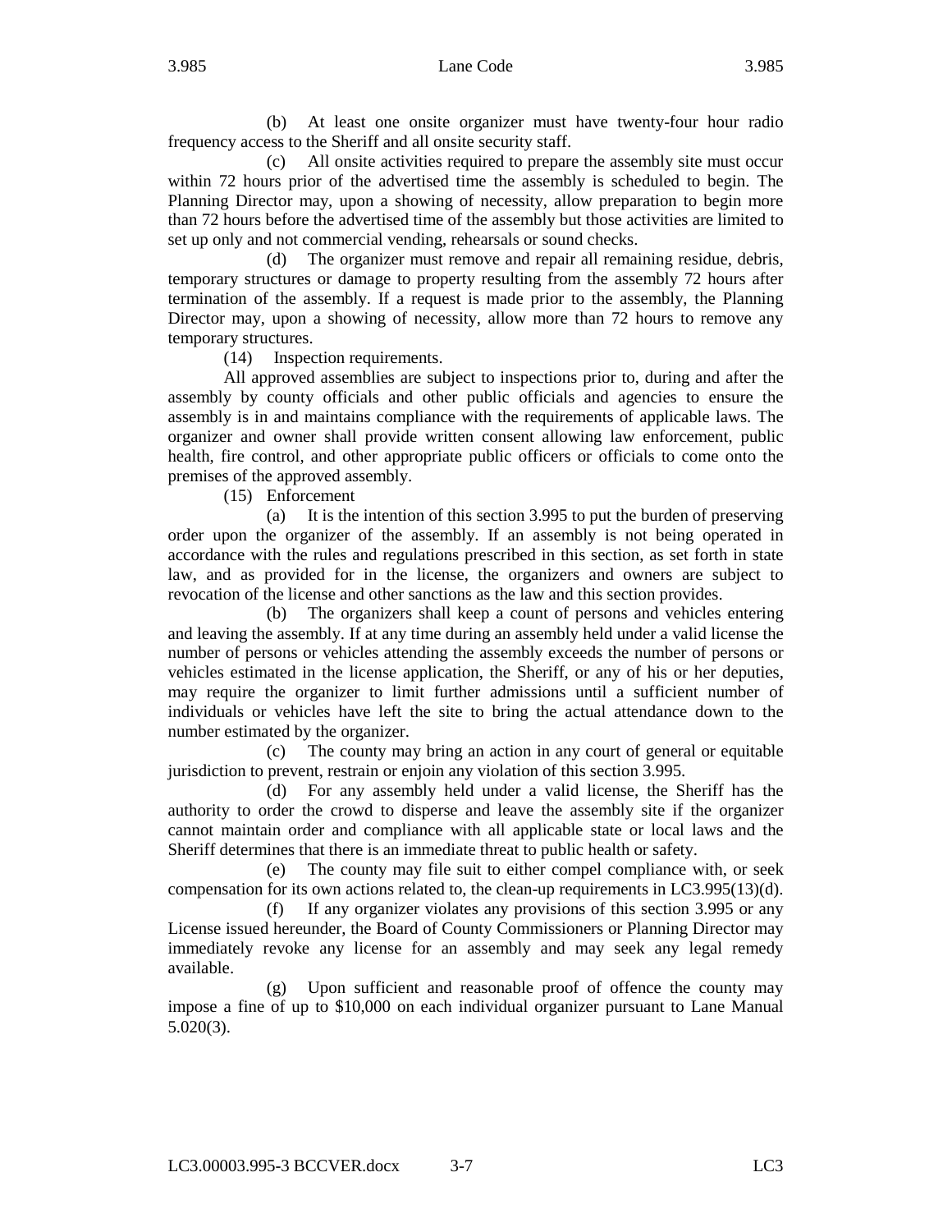(b) At least one onsite organizer must have twenty-four hour radio frequency access to the Sheriff and all onsite security staff.

(c) All onsite activities required to prepare the assembly site must occur within 72 hours prior of the advertised time the assembly is scheduled to begin. The Planning Director may, upon a showing of necessity, allow preparation to begin more than 72 hours before the advertised time of the assembly but those activities are limited to set up only and not commercial vending, rehearsals or sound checks.

(d) The organizer must remove and repair all remaining residue, debris, temporary structures or damage to property resulting from the assembly 72 hours after termination of the assembly. If a request is made prior to the assembly, the Planning Director may, upon a showing of necessity, allow more than 72 hours to remove any temporary structures.

(14) Inspection requirements.

All approved assemblies are subject to inspections prior to, during and after the assembly by county officials and other public officials and agencies to ensure the assembly is in and maintains compliance with the requirements of applicable laws. The organizer and owner shall provide written consent allowing law enforcement, public health, fire control, and other appropriate public officers or officials to come onto the premises of the approved assembly.

(15) Enforcement

(a) It is the intention of this section 3.995 to put the burden of preserving order upon the organizer of the assembly. If an assembly is not being operated in accordance with the rules and regulations prescribed in this section, as set forth in state law, and as provided for in the license, the organizers and owners are subject to revocation of the license and other sanctions as the law and this section provides.

(b) The organizers shall keep a count of persons and vehicles entering and leaving the assembly. If at any time during an assembly held under a valid license the number of persons or vehicles attending the assembly exceeds the number of persons or vehicles estimated in the license application, the Sheriff, or any of his or her deputies, may require the organizer to limit further admissions until a sufficient number of individuals or vehicles have left the site to bring the actual attendance down to the number estimated by the organizer.

(c) The county may bring an action in any court of general or equitable jurisdiction to prevent, restrain or enjoin any violation of this section 3.995.

(d) For any assembly held under a valid license, the Sheriff has the authority to order the crowd to disperse and leave the assembly site if the organizer cannot maintain order and compliance with all applicable state or local laws and the Sheriff determines that there is an immediate threat to public health or safety.

(e) The county may file suit to either compel compliance with, or seek compensation for its own actions related to, the clean-up requirements in LC3.995(13)(d).

(f) If any organizer violates any provisions of this section 3.995 or any License issued hereunder, the Board of County Commissioners or Planning Director may immediately revoke any license for an assembly and may seek any legal remedy available.

(g) Upon sufficient and reasonable proof of offence the county may impose a fine of up to $10,000 on each individual organizer pursuant to Lane Manual 5.020(3).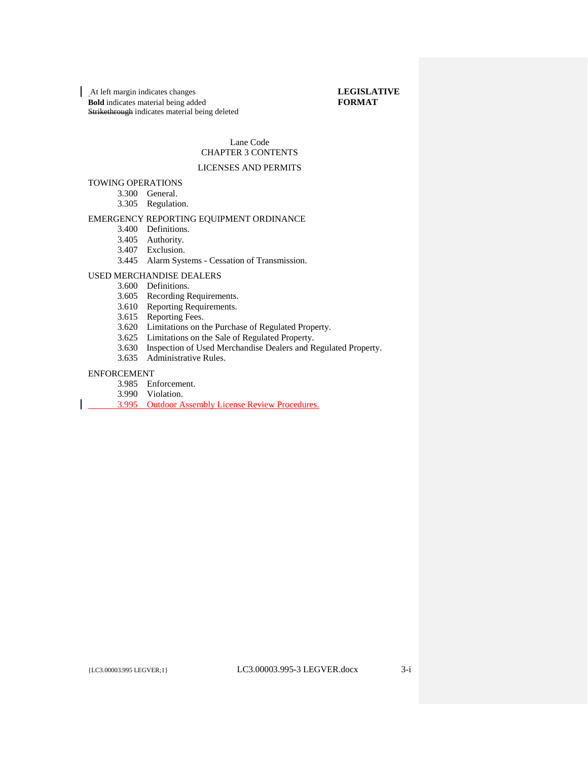| At left margin indicates changes
**Bold** indicates material being added
~~Strikethrough~~ indicates material being deleted

**LEGISLATIVE FORMAT**

Lane Code
CHAPTER 3 CONTENTS

LICENSES AND PERMITS

TOWING OPERATIONS

- 3.300 General.
- 3.305 Regulation.

EMERGENCY REPORTING EQUIPMENT ORDINANCE

- 3.400 Definitions.
- 3.405 Authority.
- 3.407 Exclusion.
- 3.445 Alarm Systems - Cessation of Transmission.

USED MERCHANDISE DEALERS

- 3.600 Definitions.
- 3.605 Recording Requirements.
- 3.610 Reporting Requirements.
- 3.615 Reporting Fees.
- 3.620 Limitations on the Purchase of Regulated Property.
- 3.625 Limitations on the Sale of Regulated Property.
- 3.630 Inspection of Used Merchandise Dealers and Regulated Property.
- 3.635 Administrative Rules.

ENFORCEMENT

- 3.985 Enforcement.
- 3.990 Violation.
- 3.995 Outdoor Assembly License Review Procedures.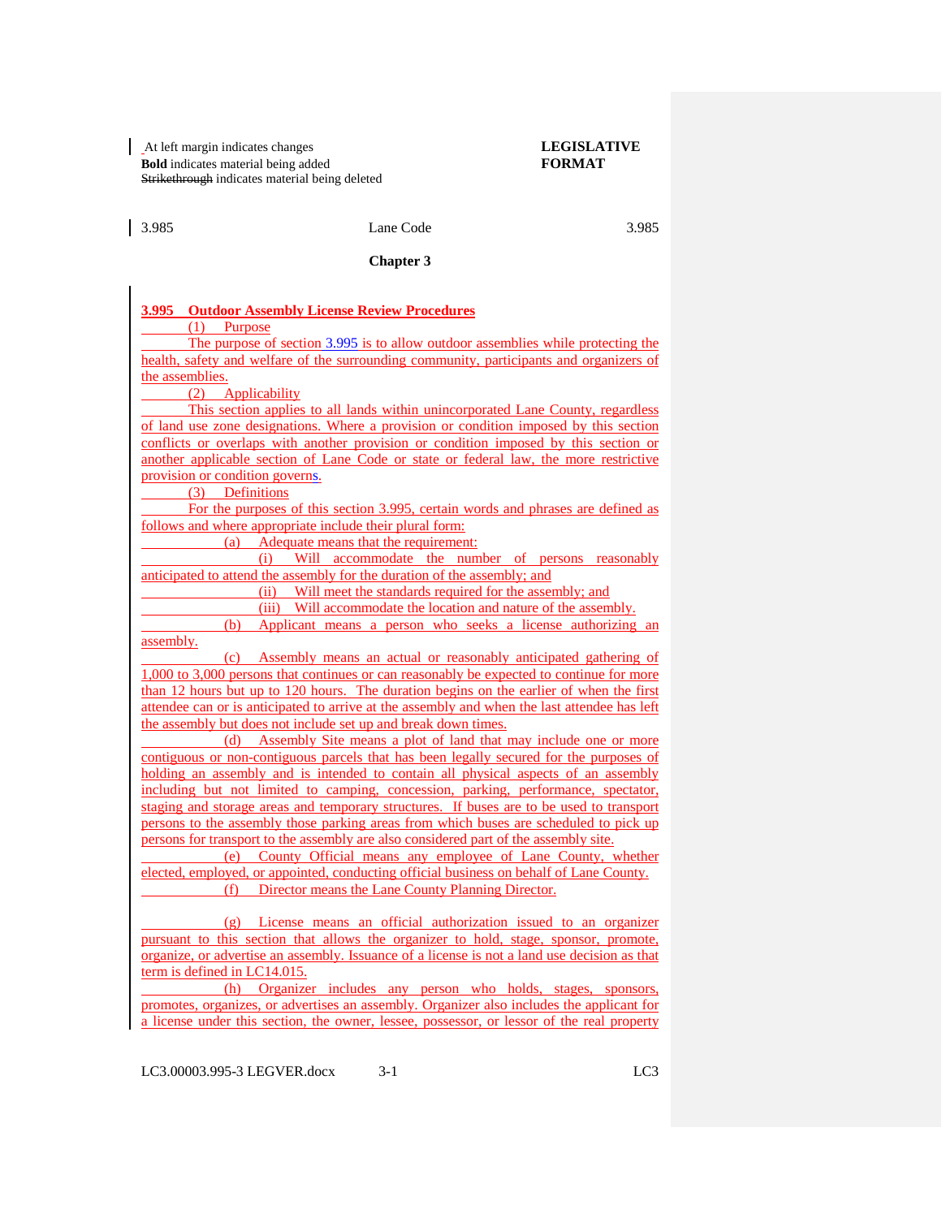At left margin indicates changes
**Bold** indicates material being added
~~Strikethrough~~ indicates material being deleted

**LEGISLATIVE FORMAT**

3.985 Lane Code 3.985

**Chapter 3**

**3.995 Outdoor Assembly License Review Procedures**

(1) Purpose

The purpose of section 3.995 is to allow outdoor assemblies while protecting the health, safety and welfare of the surrounding community, participants and organizers of the assemblies.

(2) Applicability

This section applies to all lands within unincorporated Lane County, regardless of land use zone designations. Where a provision or condition imposed by this section conflicts or overlaps with another provision or condition imposed by this section or another applicable section of Lane Code or state or federal law, the more restrictive provision or condition governs.

(3) Definitions

For the purposes of this section 3.995, certain words and phrases are defined as follows and where appropriate include their plural form:

(a) Adequate means that the requirement:

(i) Will accommodate the number of persons reasonably anticipated to attend the assembly for the duration of the assembly; and

(ii) Will meet the standards required for the assembly; and

(iii) Will accommodate the location and nature of the assembly.

(b) Applicant means a person who seeks a license authorizing an assembly.

(c) Assembly means an actual or reasonably anticipated gathering of 1,000 to 3,000 persons that continues or can reasonably be expected to continue for more than 12 hours but up to 120 hours. The duration begins on the earlier of when the first attendee can or is anticipated to arrive at the assembly and when the last attendee has left the assembly but does not include set up and break down times.

(d) Assembly Site means a plot of land that may include one or more contiguous or non-contiguous parcels that has been legally secured for the purposes of holding an assembly and is intended to contain all physical aspects of an assembly including but not limited to camping, concession, parking, performance, spectator, staging and storage areas and temporary structures. If buses are to be used to transport persons to the assembly those parking areas from which buses are scheduled to pick up persons for transport to the assembly are also considered part of the assembly site.

(e) County Official means any employee of Lane County, whether elected, employed, or appointed, conducting official business on behalf of Lane County.

(f) Director means the Lane County Planning Director.

(g) License means an official authorization issued to an organizer pursuant to this section that allows the organizer to hold, stage, sponsor, promote, organize, or advertise an assembly. Issuance of a license is not a land use decision as that term is defined in LC14.015.

(h) Organizer includes any person who holds, stages, sponsors, promotes, organizes, or advertises an assembly. Organizer also includes the applicant for a license under this section, the owner, lessee, possessor, or lessor of the real property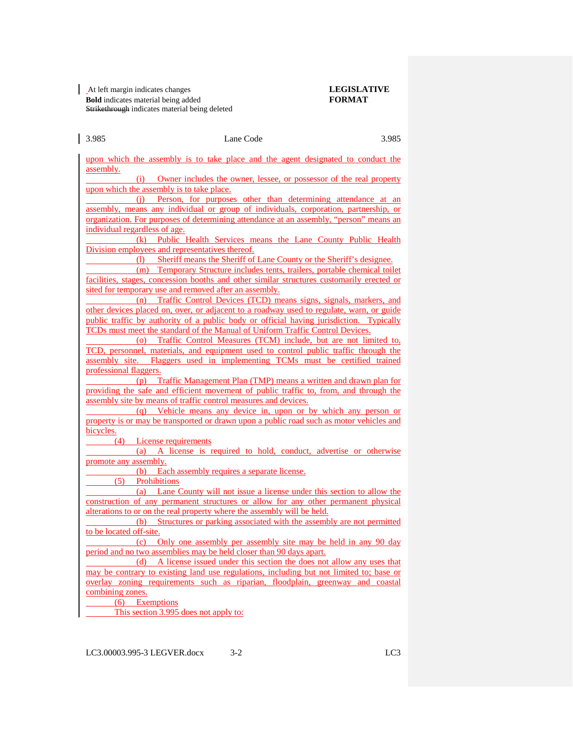| At left margin indicates changes
**Bold** indicates material being added
~~Strikethrough~~ indicates material being deleted

**LEGISLATIVE FORMAT**

3.985 Lane Code 3.985

upon which the assembly is to take place and the agent designated to conduct the assembly.

(i) Owner includes the owner, lessee, or possessor of the real property upon which the assembly is to take place.

(j) Person, for purposes other than determining attendance at an assembly, means any individual or group of individuals, corporation, partnership, or organization. For purposes of determining attendance at an assembly, "person" means an individual regardless of age.

(k) Public Health Services means the Lane County Public Health Division employees and representatives thereof.

(l) Sheriff means the Sheriff of Lane County or the Sheriff's designee.

(m) Temporary Structure includes tents, trailers, portable chemical toilet facilities, stages, concession booths and other similar structures customarily erected or sited for temporary use and removed after an assembly.

(n) Traffic Control Devices (TCD) means signs, signals, markers, and other devices placed on, over, or adjacent to a roadway used to regulate, warn, or guide public traffic by authority of a public body or official having jurisdiction. Typically TCDs must meet the standard of the Manual of Uniform Traffic Control Devices.

(o) Traffic Control Measures (TCM) include, but are not limited to, TCD, personnel, materials, and equipment used to control public traffic through the assembly site. Flaggers used in implementing TCMs must be certified trained professional flaggers.

(p) Traffic Management Plan (TMP) means a written and drawn plan for providing the safe and efficient movement of public traffic to, from, and through the assembly site by means of traffic control measures and devices.

(q) Vehicle means any device in, upon or by which any person or property is or may be transported or drawn upon a public road such as motor vehicles and bicycles.

(4) License requirements

(a) A license is required to hold, conduct, advertise or otherwise promote any assembly.

(b) Each assembly requires a separate license.

(5) Prohibitions

(a) Lane County will not issue a license under this section to allow the construction of any permanent structures or allow for any other permanent physical alterations to or on the real property where the assembly will be held.

(b) Structures or parking associated with the assembly are not permitted to be located off-site.

(c) Only one assembly per assembly site may be held in any 90 day period and no two assemblies may be held closer than 90 days apart.

(d) A license issued under this section the does not allow any uses that may be contrary to existing land use regulations, including but not limited to; base or overlay zoning requirements such as riparian, floodplain, greenway and coastal combining zones.

(6) Exemptions

This section 3.995 does not apply to:

LC3.00003.995-3 LEGVER.docx 3-2 LC3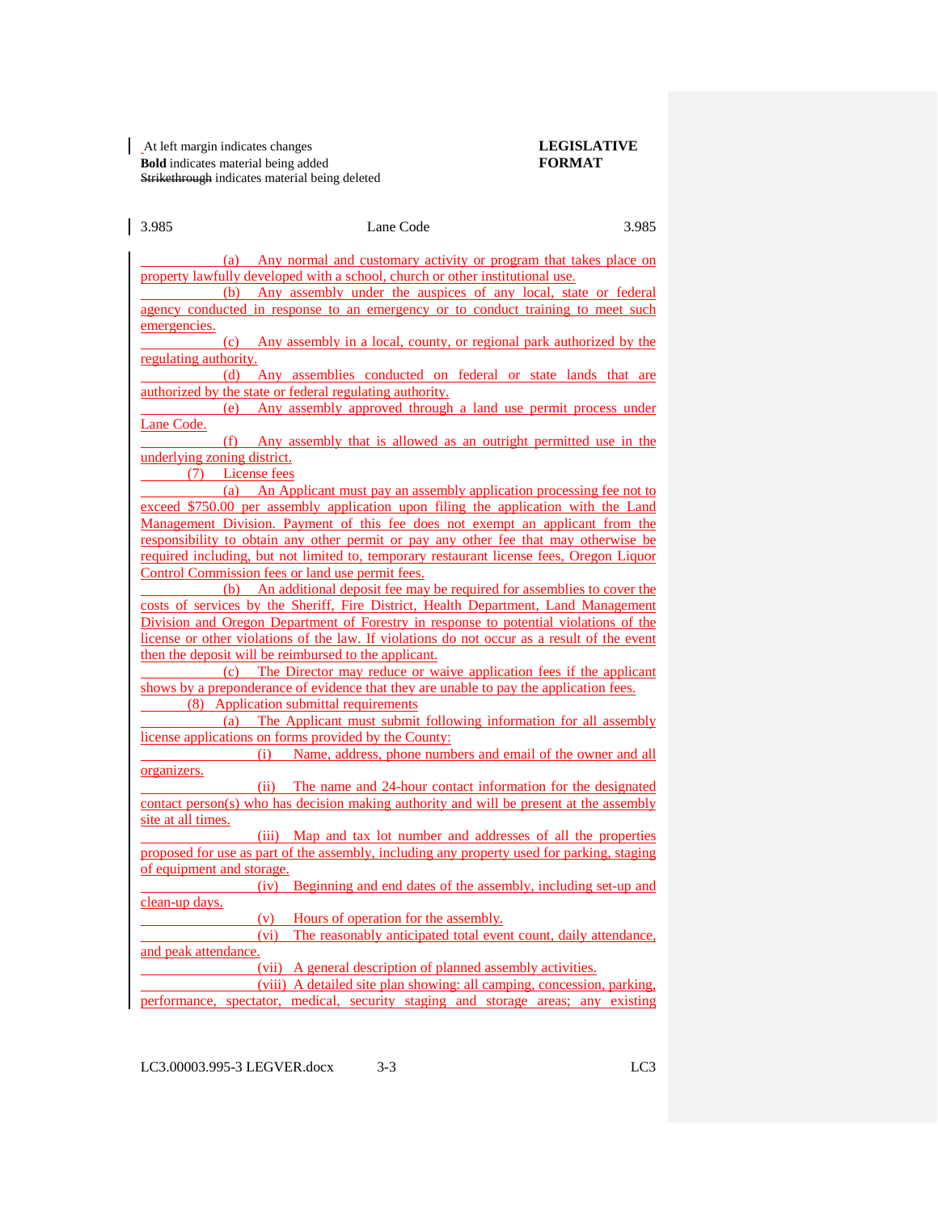(a) Any normal and customary activity or program that takes place on property lawfully developed with a school, church or other institutional use.

(b) Any assembly under the auspices of any local, state or federal agency conducted in response to an emergency or to conduct training to meet such emergencies.

(c) Any assembly in a local, county, or regional park authorized by the regulating authority.

(d) Any assemblies conducted on federal or state lands that are authorized by the state or federal regulating authority.

(e) Any assembly approved through a land use permit process under Lane Code.

(f) Any assembly that is allowed as an outright permitted use in the underlying zoning district.

(7) License fees

(a) An Applicant must pay an assembly application processing fee not to exceed $750.00 per assembly application upon filing the application with the Land Management Division. Payment of this fee does not exempt an applicant from the responsibility to obtain any other permit or pay any other fee that may otherwise be required including, but not limited to, temporary restaurant license fees, Oregon Liquor Control Commission fees or land use permit fees.

(b) An additional deposit fee may be required for assemblies to cover the costs of services by the Sheriff, Fire District, Health Department, Land Management Division and Oregon Department of Forestry in response to potential violations of the license or other violations of the law. If violations do not occur as a result of the event then the deposit will be reimbursed to the applicant.

(c) The Director may reduce or waive application fees if the applicant shows by a preponderance of evidence that they are unable to pay the application fees.

(8) Application submittal requirements

(a) The Applicant must submit following information for all assembly license applications on forms provided by the County:

(i) Name, address, phone numbers and email of the owner and all organizers.

(ii) The name and 24-hour contact information for the designated contact person(s) who has decision making authority and will be present at the assembly site at all times.

(iii) Map and tax lot number and addresses of all the properties proposed for use as part of the assembly, including any property used for parking, staging of equipment and storage.

(iv) Beginning and end dates of the assembly, including set-up and clean-up days.

(v) Hours of operation for the assembly.

(vi) The reasonably anticipated total event count, daily attendance, and peak attendance.

(vii) A general description of planned assembly activities.

(viii) A detailed site plan showing: all camping, concession, parking, performance, spectator, medical, security staging and storage areas; any existing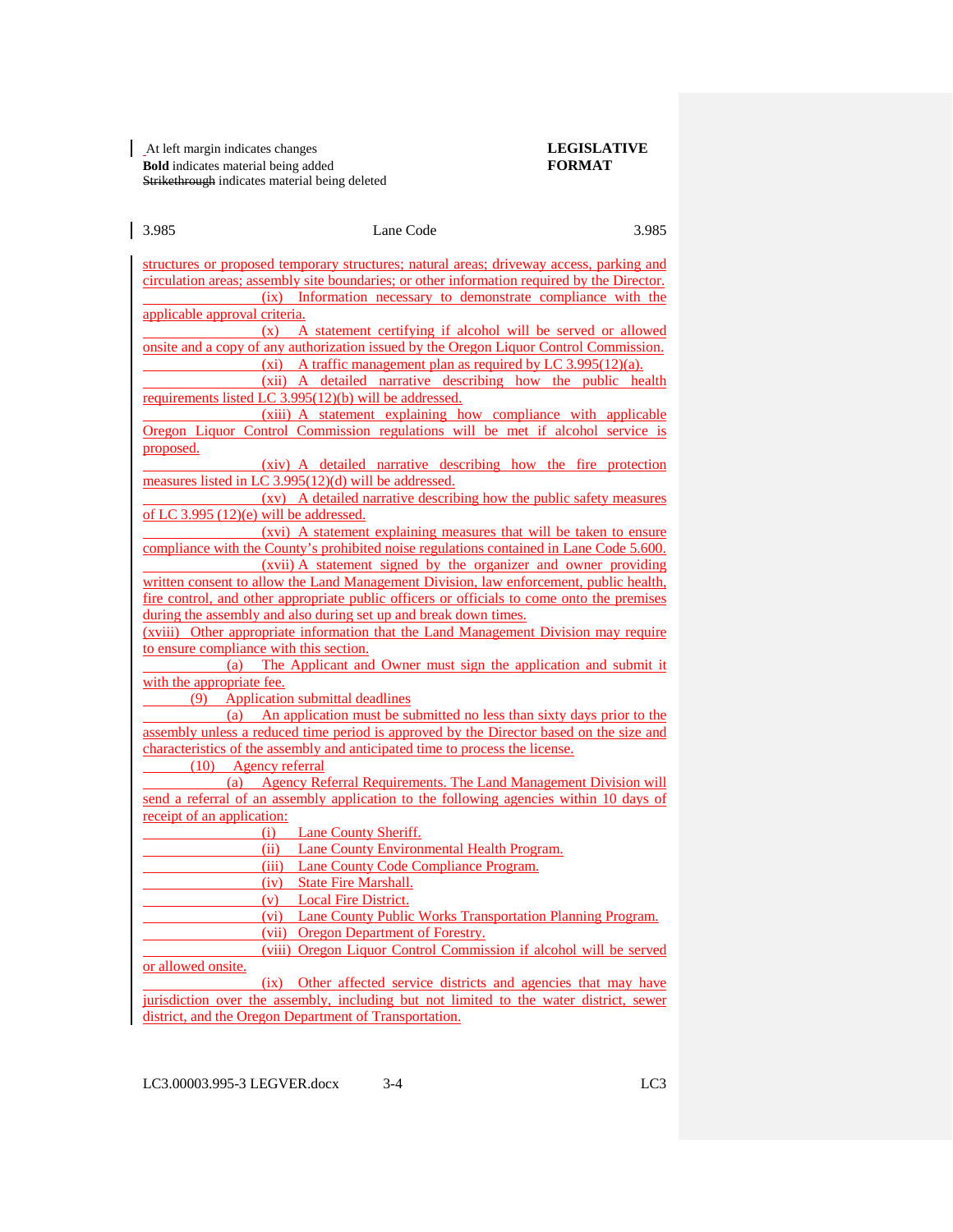At left margin indicates changes
**Bold** indicates material being added
~~Strikethrough~~ indicates material being deleted

**LEGISLATIVE FORMAT**

structures or proposed temporary structures; natural areas; driveway access, parking and circulation areas; assembly site boundaries; or other information required by the Director.

(ix) Information necessary to demonstrate compliance with the applicable approval criteria.

(x) A statement certifying if alcohol will be served or allowed onsite and a copy of any authorization issued by the Oregon Liquor Control Commission.

(xi) A traffic management plan as required by LC 3.995(12)(a).

(xii) A detailed narrative describing how the public health requirements listed LC 3.995(12)(b) will be addressed.

(xiii) A statement explaining how compliance with applicable Oregon Liquor Control Commission regulations will be met if alcohol service is proposed.

(xiv) A detailed narrative describing how the fire protection measures listed in LC 3.995(12)(d) will be addressed.

(xv) A detailed narrative describing how the public safety measures of LC 3.995 (12)(e) will be addressed.

(xvi) A statement explaining measures that will be taken to ensure compliance with the County's prohibited noise regulations contained in Lane Code 5.600.

(xvii) A statement signed by the organizer and owner providing written consent to allow the Land Management Division, law enforcement, public health, fire control, and other appropriate public officers or officials to come onto the premises during the assembly and also during set up and break down times.

(xviii) Other appropriate information that the Land Management Division may require to ensure compliance with this section.

(a) The Applicant and Owner must sign the application and submit it with the appropriate fee.

(9) Application submittal deadlines

(a) An application must be submitted no less than sixty days prior to the assembly unless a reduced time period is approved by the Director based on the size and characteristics of the assembly and anticipated time to process the license.

(10) Agency referral

(a) Agency Referral Requirements. The Land Management Division will send a referral of an assembly application to the following agencies within 10 days of receipt of an application:

(i) Lane County Sheriff.

(ii) Lane County Environmental Health Program.

(iii) Lane County Code Compliance Program.

(iv) State Fire Marshall.

(v) Local Fire District.

(vi) Lane County Public Works Transportation Planning Program.

(vii) Oregon Department of Forestry.

(viii) Oregon Liquor Control Commission if alcohol will be served or allowed onsite.

(ix) Other affected service districts and agencies that may have jurisdiction over the assembly, including but not limited to the water district, sewer district, and the Oregon Department of Transportation.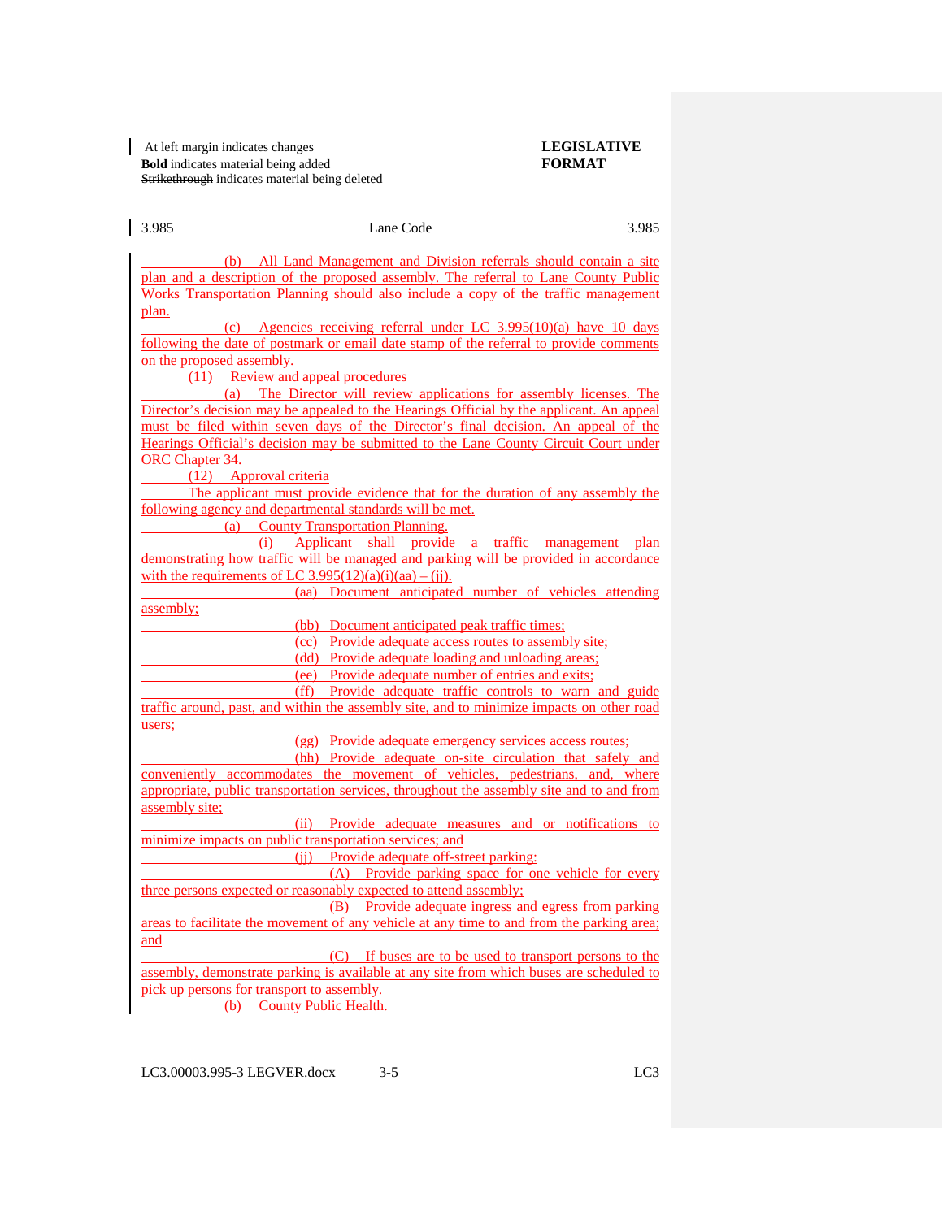| At left margin indicates changes
**Bold** indicates material being added
~~Strikethrough~~ indicates material being deleted

**LEGISLATIVE FORMAT**

(b) All Land Management and Division referrals should contain a site plan and a description of the proposed assembly. The referral to Lane County Public Works Transportation Planning should also include a copy of the traffic management plan.

(c) Agencies receiving referral under LC 3.995(10)(a) have 10 days following the date of postmark or email date stamp of the referral to provide comments on the proposed assembly.

(11) Review and appeal procedures

(a) The Director will review applications for assembly licenses. The Director's decision may be appealed to the Hearings Official by the applicant. An appeal must be filed within seven days of the Director's final decision. An appeal of the Hearings Official's decision may be submitted to the Lane County Circuit Court under ORC Chapter 34.

(12) Approval criteria

The applicant must provide evidence that for the duration of any assembly the following agency and departmental standards will be met.

(a) County Transportation Planning.

(i) Applicant shall provide a traffic management plan demonstrating how traffic will be managed and parking will be provided in accordance with the requirements of LC 3.995(12)(a)(i)(aa) – (jj).

(aa) Document anticipated number of vehicles attending assembly;

(bb) Document anticipated peak traffic times;

(cc) Provide adequate access routes to assembly site;

(dd) Provide adequate loading and unloading areas;

(ee) Provide adequate number of entries and exits;

(ff) Provide adequate traffic controls to warn and guide traffic around, past, and within the assembly site, and to minimize impacts on other road users;

(gg) Provide adequate emergency services access routes;

(hh) Provide adequate on-site circulation that safely and conveniently accommodates the movement of vehicles, pedestrians, and, where appropriate, public transportation services, throughout the assembly site and to and from assembly site;

(ii) Provide adequate measures and or notifications to minimize impacts on public transportation services; and

(jj) Provide adequate off-street parking:

(A) Provide parking space for one vehicle for every three persons expected or reasonably expected to attend assembly;

(B) Provide adequate ingress and egress from parking areas to facilitate the movement of any vehicle at any time to and from the parking area; and

(C) If buses are to be used to transport persons to the assembly, demonstrate parking is available at any site from which buses are scheduled to pick up persons for transport to assembly.

(b) County Public Health.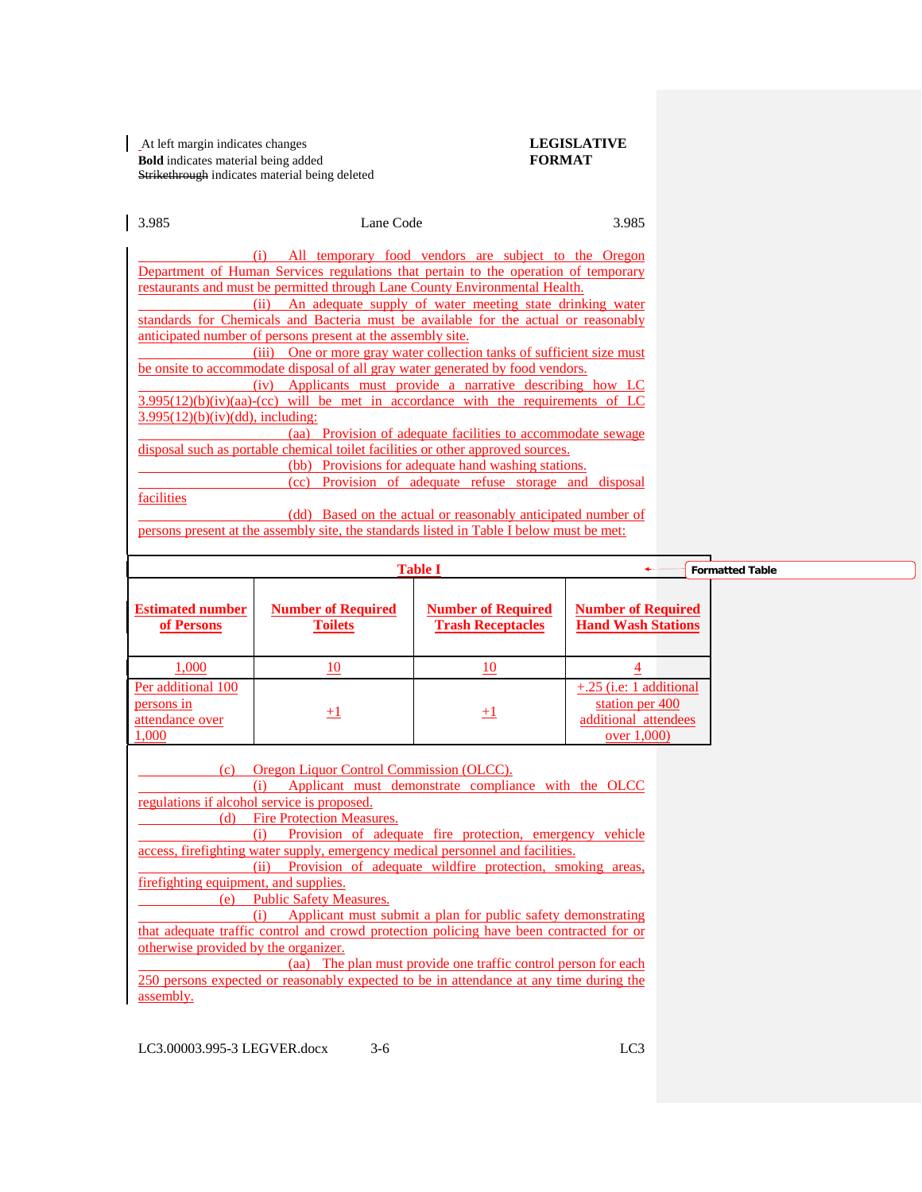(i) All temporary food vendors are subject to the Oregon Department of Human Services regulations that pertain to the operation of temporary restaurants and must be permitted through Lane County Environmental Health.

(ii) An adequate supply of water meeting state drinking water standards for Chemicals and Bacteria must be available for the actual or reasonably anticipated number of persons present at the assembly site.

(iii) One or more gray water collection tanks of sufficient size must be onsite to accommodate disposal of all gray water generated by food vendors.

(iv) Applicants must provide a narrative describing how LC 3.995(12)(b)(iv)(aa)-(cc) will be met in accordance with the requirements of LC 3.995(12)(b)(iv)(dd), including:

(aa) Provision of adequate facilities to accommodate sewage disposal such as portable chemical toilet facilities or other approved sources.

(bb) Provisions for adequate hand washing stations.

(cc) Provision of adequate refuse storage and disposal facilities

(dd) Based on the actual or reasonably anticipated number of persons present at the assembly site, the standards listed in Table I below must be met:

**Table I**

| **Estimated number of Persons** | **Number of Required Toilets** | **Number of Required Trash Receptacles** | **Number of Required Hand Wash Stations** |
|---|---|---|---|
| 1,000 | 10 | 10 | 4 |
| Per additional 100 persons in attendance over 1,000 | +1 | +1 | +.25 (i.e: 1 additional station per 400 additional attendees over 1,000) |

(c) Oregon Liquor Control Commission (OLCC).

(i) Applicant must demonstrate compliance with the OLCC regulations if alcohol service is proposed.

(d) Fire Protection Measures.

(i) Provision of adequate fire protection, emergency vehicle access, firefighting water supply, emergency medical personnel and facilities.

(ii) Provision of adequate wildfire protection, smoking areas, firefighting equipment, and supplies.

(e) Public Safety Measures.

(i) Applicant must submit a plan for public safety demonstrating that adequate traffic control and crowd protection policing have been contracted for or otherwise provided by the organizer.

(aa) The plan must provide one traffic control person for each 250 persons expected or reasonably expected to be in attendance at any time during the assembly.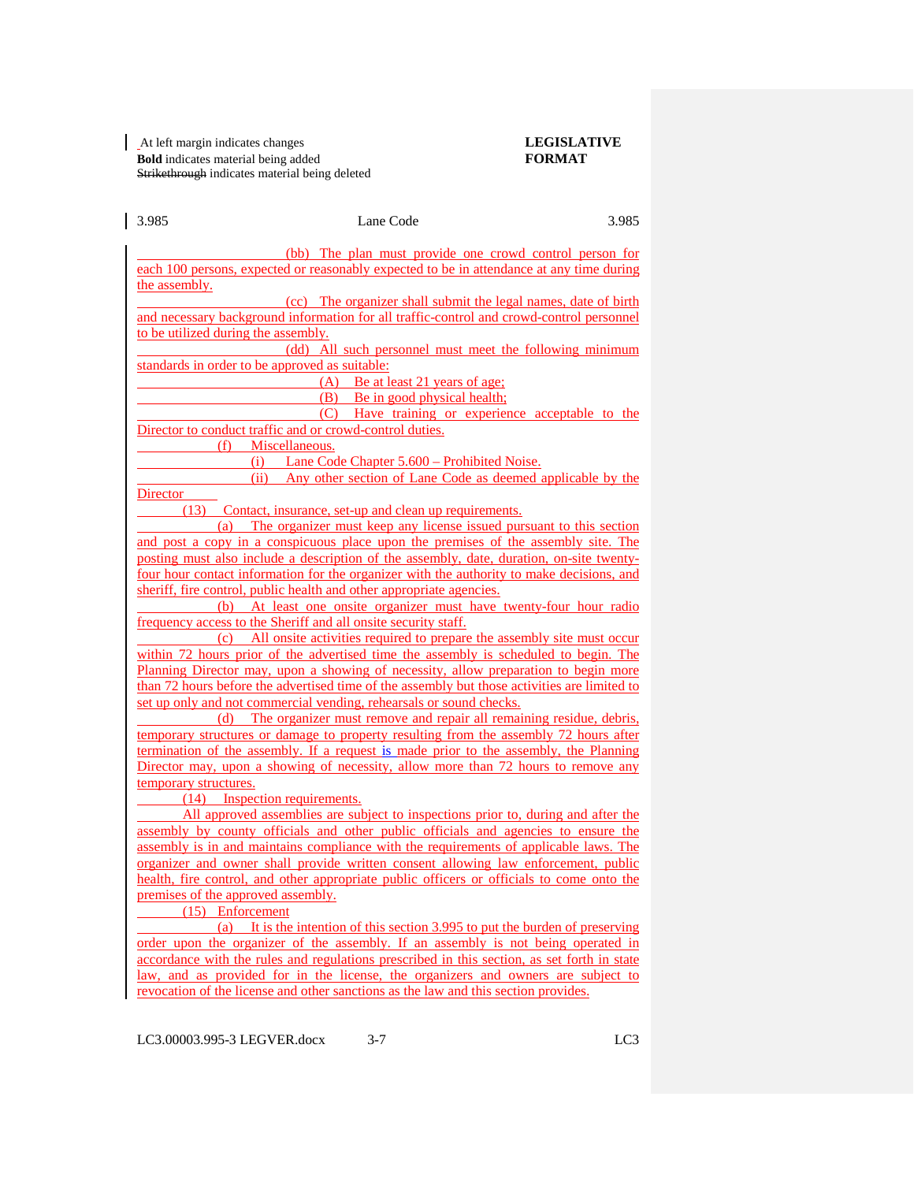(bb) The plan must provide one crowd control person for each 100 persons, expected or reasonably expected to be in attendance at any time during the assembly.

(cc) The organizer shall submit the legal names, date of birth and necessary background information for all traffic-control and crowd-control personnel to be utilized during the assembly.

(dd) All such personnel must meet the following minimum standards in order to be approved as suitable:

(A) Be at least 21 years of age;

(B) Be in good physical health;

(C) Have training or experience acceptable to the Director to conduct traffic and or crowd-control duties.

(f) Miscellaneous.

(i) Lane Code Chapter 5.600 – Prohibited Noise.

(ii) Any other section of Lane Code as deemed applicable by the Director

(13) Contact, insurance, set-up and clean up requirements.

(a) The organizer must keep any license issued pursuant to this section and post a copy in a conspicuous place upon the premises of the assembly site. The posting must also include a description of the assembly, date, duration, on-site twenty-four hour contact information for the organizer with the authority to make decisions, and sheriff, fire control, public health and other appropriate agencies.

(b) At least one onsite organizer must have twenty-four hour radio frequency access to the Sheriff and all onsite security staff.

(c) All onsite activities required to prepare the assembly site must occur within 72 hours prior of the advertised time the assembly is scheduled to begin. The Planning Director may, upon a showing of necessity, allow preparation to begin more than 72 hours before the advertised time of the assembly but those activities are limited to set up only and not commercial vending, rehearsals or sound checks.

(d) The organizer must remove and repair all remaining residue, debris, temporary structures or damage to property resulting from the assembly 72 hours after termination of the assembly. If a request is made prior to the assembly, the Planning Director may, upon a showing of necessity, allow more than 72 hours to remove any temporary structures.

(14) Inspection requirements.

All approved assemblies are subject to inspections prior to, during and after the assembly by county officials and other public officials and agencies to ensure the assembly is in and maintains compliance with the requirements of applicable laws. The organizer and owner shall provide written consent allowing law enforcement, public health, fire control, and other appropriate public officers or officials to come onto the premises of the approved assembly.

(15) Enforcement

(a) It is the intention of this section 3.995 to put the burden of preserving order upon the organizer of the assembly. If an assembly is not being operated in accordance with the rules and regulations prescribed in this section, as set forth in state law, and as provided for in the license, the organizers and owners are subject to revocation of the license and other sanctions as the law and this section provides.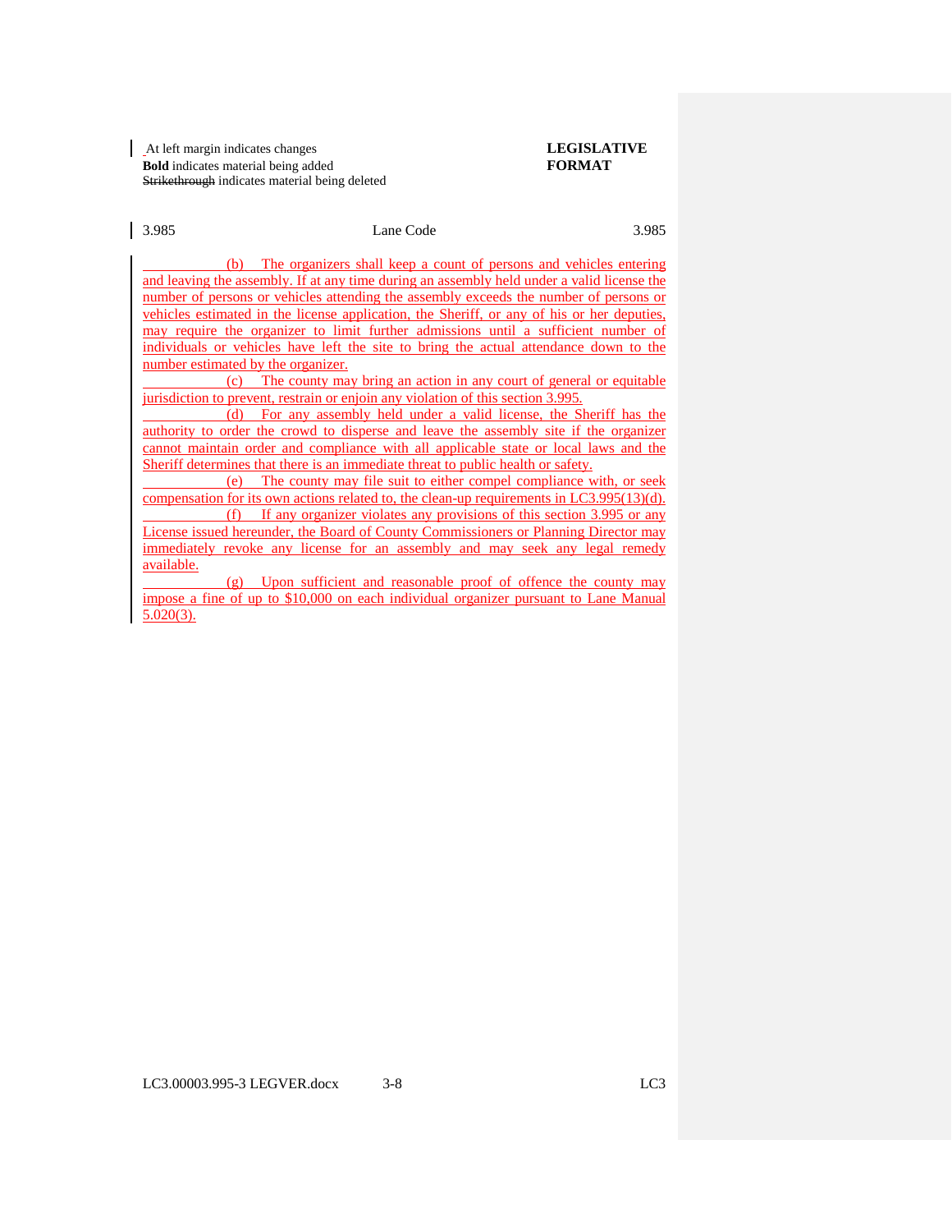(b) The organizers shall keep a count of persons and vehicles entering and leaving the assembly. If at any time during an assembly held under a valid license the number of persons or vehicles attending the assembly exceeds the number of persons or vehicles estimated in the license application, the Sheriff, or any of his or her deputies, may require the organizer to limit further admissions until a sufficient number of individuals or vehicles have left the site to bring the actual attendance down to the number estimated by the organizer.

(c) The county may bring an action in any court of general or equitable jurisdiction to prevent, restrain or enjoin any violation of this section 3.995.

(d) For any assembly held under a valid license, the Sheriff has the authority to order the crowd to disperse and leave the assembly site if the organizer cannot maintain order and compliance with all applicable state or local laws and the Sheriff determines that there is an immediate threat to public health or safety.

(e) The county may file suit to either compel compliance with, or seek compensation for its own actions related to, the clean-up requirements in LC3.995(13)(d).

(f) If any organizer violates any provisions of this section 3.995 or any License issued hereunder, the Board of County Commissioners or Planning Director may immediately revoke any license for an assembly and may seek any legal remedy available.

(g) Upon sufficient and reasonable proof of offence the county may impose a fine of up to $10,000 on each individual organizer pursuant to Lane Manual 5.020(3).